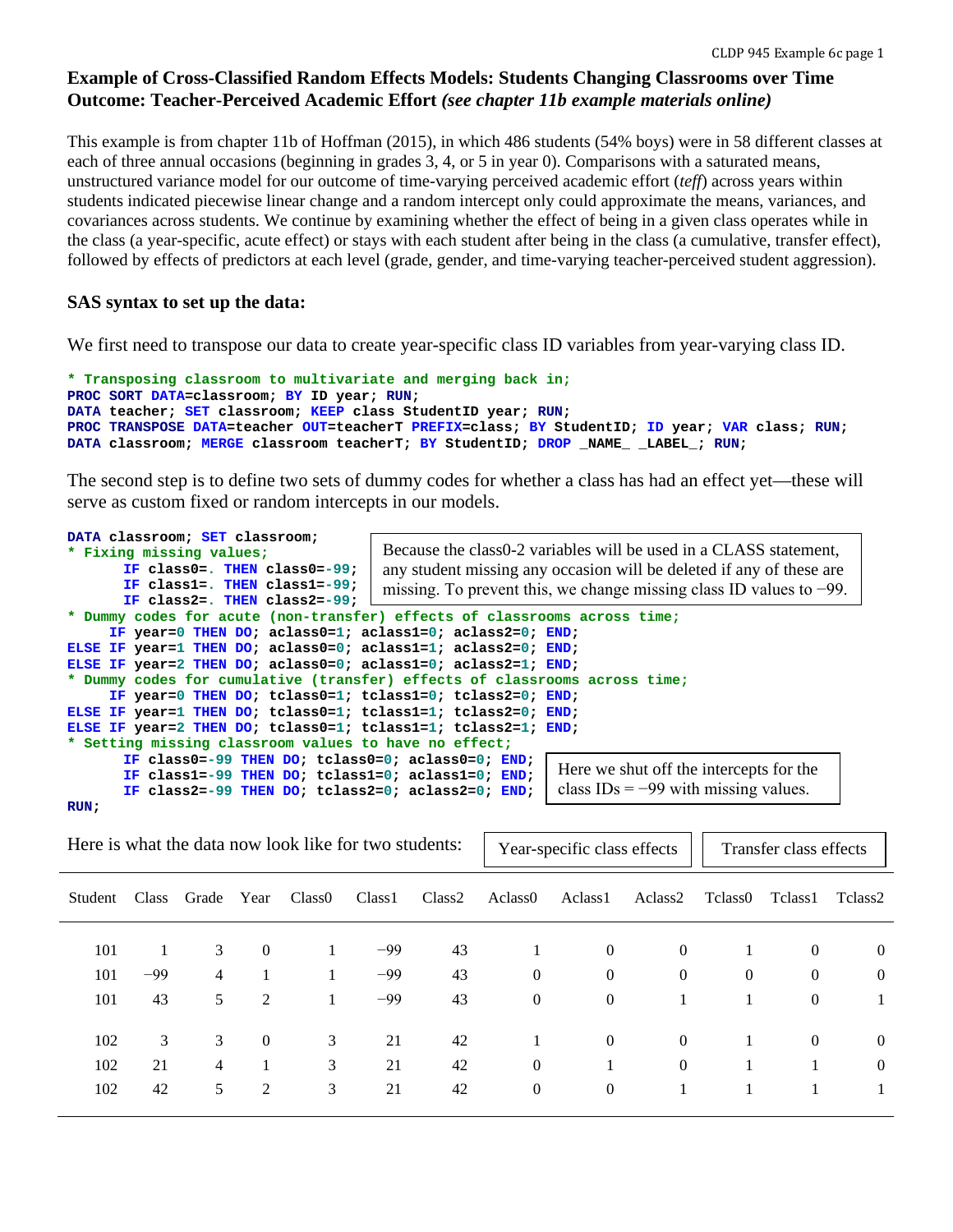## Example of Cross-Classified Random Effects Models: Students Changing Classrooms over Time
## Outcome: Teacher-Perceived Academic Effort *(see chapter 11b example materials online)*

This example is from chapter 11b of Hoffman (2015), in which 486 students (54% boys) were in 58 different classes at each of three annual occasions (beginning in grades 3, 4, or 5 in year 0). Comparisons with a saturated means, unstructured variance model for our outcome of time-varying perceived academic effort (*teff*) across years within students indicated piecewise linear change and a random intercept only could approximate the means, variances, and covariances across students. We continue by examining whether the effect of being in a given class operates while in the class (a year-specific, acute effect) or stays with each student after being in the class (a cumulative, transfer effect), followed by effects of predictors at each level (grade, gender, and time-varying teacher-perceived student aggression).

### SAS syntax to set up the data:

We first need to transpose our data to create year-specific class ID variables from year-varying class ID.

```
* Transposing classroom to multivariate and merging back in;
PROC SORT DATA=classroom; BY ID year; RUN;
DATA teacher; SET classroom; KEEP class StudentID year; RUN;
PROC TRANSPOSE DATA=teacher OUT=teacherT PREFIX=class; BY StudentID; ID year; VAR class; RUN;
DATA classroom; MERGE classroom teacherT; BY StudentID; DROP _NAME_ _LABEL_; RUN;
```

The second step is to define two sets of dummy codes for whether a class has had an effect yet—these will serve as custom fixed or random intercepts in our models.

```
DATA classroom; SET classroom;
* Fixing missing values;
      IF class0=. THEN class0=-99;
      IF class1=. THEN class1=-99;
      IF class2=. THEN class2=-99;
* Dummy codes for acute (non-transfer) effects of classrooms across time;
     IF year=0 THEN DO; aclass0=1; aclass1=0; aclass2=0; END;
ELSE IF year=1 THEN DO; aclass0=0; aclass1=1; aclass2=0; END;
ELSE IF year=2 THEN DO; aclass0=0; aclass1=0; aclass2=1; END;
* Dummy codes for cumulative (transfer) effects of classrooms across time;
     IF year=0 THEN DO; tclass0=1; tclass1=0; tclass2=0; END;
ELSE IF year=1 THEN DO; tclass0=1; tclass1=1; tclass2=0; END;
ELSE IF year=2 THEN DO; tclass0=1; tclass1=1; tclass2=1; END;
* Setting missing classroom values to have no effect;
      IF class0=-99 THEN DO; tclass0=0; aclass0=0; END;
      IF class1=-99 THEN DO; tclass1=0; aclass1=0; END;
      IF class2=-99 THEN DO; tclass2=0; aclass2=0; END;
RUN;
```

Because the class0-2 variables will be used in a CLASS statement, any student missing any occasion will be deleted if any of these are missing. To prevent this, we change missing class ID values to −99.

Here we shut off the intercepts for the class IDs = −99 with missing values.

Here is what the data now look like for two students:

| | | | | | | | Year-specific class effects | | | Transfer class effects | | |
|---|---|---|---|---|---|---|---|---|---|---|---|---|
| Student | Class | Grade | Year | Class0 | Class1 | Class2 | Aclass0 | Aclass1 | Aclass2 | Tclass0 | Tclass1 | Tclass2 |
| 101 | 1 | 3 | 0 | 1 | −99 | 43 | 1 | 0 | 0 | 1 | 0 | 0 |
| 101 | −99 | 4 | 1 | 1 | −99 | 43 | 0 | 0 | 0 | 0 | 0 | 0 |
| 101 | 43 | 5 | 2 | 1 | −99 | 43 | 0 | 0 | 1 | 1 | 0 | 1 |
| 102 | 3 | 3 | 0 | 3 | 21 | 42 | 1 | 0 | 0 | 1 | 0 | 0 |
| 102 | 21 | 4 | 1 | 3 | 21 | 42 | 0 | 1 | 0 | 1 | 1 | 0 |
| 102 | 42 | 5 | 2 | 3 | 21 | 42 | 0 | 0 | 1 | 1 | 1 | 1 |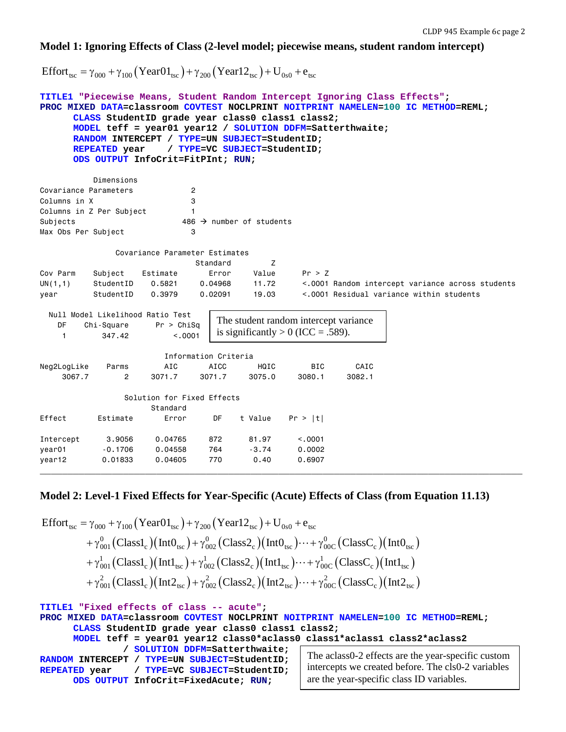## Model 1: Ignoring Effects of Class (2-level model; piecewise means, student random intercept)

$$\text{Effort}_{tsc} = \gamma_{000} + \gamma_{100}\left(\text{Year01}_{tsc}\right) + \gamma_{200}\left(\text{Year12}_{tsc}\right) + \text{U}_{0s0} + \text{e}_{tsc}$$

```
TITLE1 "Piecewise Means, Student Random Intercept Ignoring Class Effects";
PROC MIXED DATA=classroom COVTEST NOCLPRINT NOITPRINT NAMELEN=100 IC METHOD=REML;
      CLASS StudentID grade year class0 class1 class2;
      MODEL teff = year01 year12 / SOLUTION DDFM=Satterthwaite;
      RANDOM INTERCEPT / TYPE=UN SUBJECT=StudentID;
      REPEATED year    / TYPE=VC SUBJECT=StudentID;
      ODS OUTPUT InfoCrit=FitPInt; RUN;
```

```
           Dimensions
Covariance Parameters            2
Columns in X                     3
Columns in Z Per Subject         1
Subjects                       486 → number of students
Max Obs Per Subject              3

                Covariance Parameter Estimates
                                Standard         Z
Cov Parm     Subject    Estimate       Error      Value      Pr > Z
UN(1,1)      StudentID    0.5821     0.04968      11.72      <.0001 Random intercept variance across students
year         StudentID    0.3979     0.02091      19.03      <.0001 Residual variance within students

  Null Model Likelihood Ratio Test
    DF    Chi-Square      Pr > ChiSq
     1        347.42          <.0001

                          Information Criteria
Neg2LogLike     Parms       AIC       AICC       HQIC        BIC       CAIC
     3067.7         2    3071.7     3071.7     3075.0     3080.1     3082.1

                 Solution for Fixed Effects
                           Standard
Effect        Estimate        Error       DF    t Value    Pr > |t|

Intercept       3.9056      0.04765      872      81.97      <.0001
year01         -0.1706      0.04558      764      -3.74      0.0002
year12         0.01833      0.04605      770       0.40      0.6907
```

The student random intercept variance is significantly > 0 (ICC = .589).

---

## Model 2: Level-1 Fixed Effects for Year-Specific (Acute) Effects of Class (from Equation 11.13)

$$\begin{aligned}
\text{Effort}_{tsc} &= \gamma_{000} + \gamma_{100}\left(\text{Year01}_{tsc}\right) + \gamma_{200}\left(\text{Year12}_{tsc}\right) + \text{U}_{0s0} + \text{e}_{tsc} \\
&\quad + \gamma_{001}^{0}\left(\text{Class1}_{c}\right)\left(\text{Int0}_{tsc}\right) + \gamma_{002}^{0}\left(\text{Class2}_{c}\right)\left(\text{Int0}_{tsc}\right) \cdots + \gamma_{00C}^{0}\left(\text{ClassC}_{c}\right)\left(\text{Int0}_{tsc}\right) \\
&\quad + \gamma_{001}^{1}\left(\text{Class1}_{c}\right)\left(\text{Int1}_{tsc}\right) + \gamma_{002}^{1}\left(\text{Class2}_{c}\right)\left(\text{Int1}_{tsc}\right) \cdots + \gamma_{00C}^{1}\left(\text{ClassC}_{c}\right)\left(\text{Int1}_{tsc}\right) \\
&\quad + \gamma_{001}^{2}\left(\text{Class1}_{c}\right)\left(\text{Int2}_{tsc}\right) + \gamma_{002}^{2}\left(\text{Class2}_{c}\right)\left(\text{Int2}_{tsc}\right) \cdots + \gamma_{00C}^{2}\left(\text{ClassC}_{c}\right)\left(\text{Int2}_{tsc}\right)
\end{aligned}$$

```
TITLE1 "Fixed effects of class -- acute";
PROC MIXED DATA=classroom COVTEST NOCLPRINT NOITPRINT NAMELEN=100 IC METHOD=REML;
      CLASS StudentID grade year class0 class1 class2;
      MODEL teff = year01 year12 class0*aclass0 class1*aclass1 class2*aclass2
               / SOLUTION DDFM=Satterthwaite;
RANDOM INTERCEPT / TYPE=UN SUBJECT=StudentID;
REPEATED year    / TYPE=VC SUBJECT=StudentID;
      ODS OUTPUT InfoCrit=FixedAcute; RUN;
```

The aclass0-2 effects are the year-specific custom intercepts we created before. The cls0-2 variables are the year-specific class ID variables.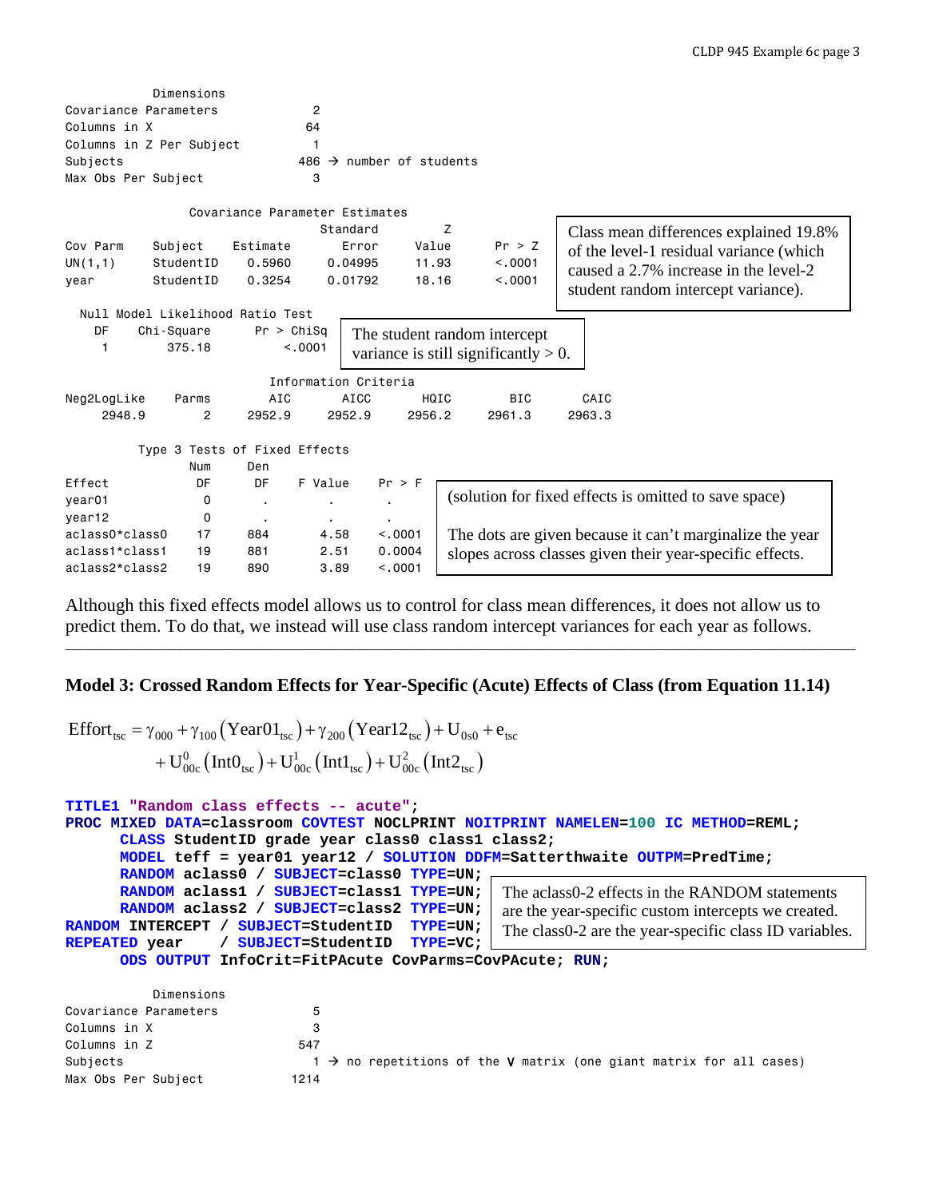```
            Dimensions
Covariance Parameters              2
Columns in X                      64
Columns in Z Per Subject           1
Subjects                         486 → number of students
Max Obs Per Subject                3

                  Covariance Parameter Estimates
                                        Standard          Z
Cov Parm      Subject     Estimate        Error       Value       Pr > Z
UN(1,1)       StudentID     0.5960      0.04995       11.93       <.0001
year          StudentID     0.3254      0.01792       18.16       <.0001
```

Class mean differences explained 19.8% of the level-1 residual variance (which caused a 2.7% increase in the level-2 student random intercept variance).

```
  Null Model Likelihood Ratio Test
    DF    Chi-Square      Pr > ChiSq
     1        375.18          <.0001
```

The student random intercept variance is still significantly > 0.

```
                               Information Criteria
Neg2LogLike     Parms        AIC       AICC       HQIC        BIC       CAIC
     2948.9         2     2952.9     2952.9     2956.2     2961.3     2963.3

          Type 3 Tests of Fixed Effects
                    Num      Den
Effect               DF       DF     F Value    Pr > F
year01                0        .           .         .
year12                0        .           .         .
aclass0*class0       17      884        4.58    <.0001
aclass1*class1       19      881        2.51    0.0004
aclass2*class2       19      890        3.89    <.0001
```

(solution for fixed effects is omitted to save space)

The dots are given because it can't marginalize the year slopes across classes given their year-specific effects.

Although this fixed effects model allows us to control for class mean differences, it does not allow us to predict them. To do that, we instead will use class random intercept variances for each year as follows.

---

**Model 3: Crossed Random Effects for Year-Specific (Acute) Effects of Class (from Equation 11.14)**

$$\begin{aligned}\text{Effort}_{tsc} &= \gamma_{000} + \gamma_{100}\left(\text{Year01}_{tsc}\right) + \gamma_{200}\left(\text{Year12}_{tsc}\right) + \text{U}_{0s0} + \text{e}_{tsc} \\ &\quad + \text{U}^{0}_{00c}\left(\text{Int0}_{tsc}\right) + \text{U}^{1}_{00c}\left(\text{Int1}_{tsc}\right) + \text{U}^{2}_{00c}\left(\text{Int2}_{tsc}\right)\end{aligned}$$

```
TITLE1 "Random class effects -- acute";
PROC MIXED DATA=classroom COVTEST NOCLPRINT NOITPRINT NAMELEN=100 IC METHOD=REML;
      CLASS StudentID grade year class0 class1 class2;
      MODEL teff = year01 year12 / SOLUTION DDFM=Satterthwaite OUTPM=PredTime;
      RANDOM aclass0 / SUBJECT=class0 TYPE=UN;
      RANDOM aclass1 / SUBJECT=class1 TYPE=UN;
      RANDOM aclass2 / SUBJECT=class2 TYPE=UN;
RANDOM INTERCEPT / SUBJECT=StudentID  TYPE=UN;
REPEATED year     / SUBJECT=StudentID  TYPE=VC;
      ODS OUTPUT InfoCrit=FitPAcute CovParms=CovPAcute; RUN;
```

The aclass0-2 effects in the RANDOM statements are the year-specific custom intercepts we created. The class0-2 are the year-specific class ID variables.

```
            Dimensions
Covariance Parameters              5
Columns in X                       3
Columns in Z                     547
Subjects                           1 → no repetitions of the V matrix (one giant matrix for all cases)
Max Obs Per Subject             1214
```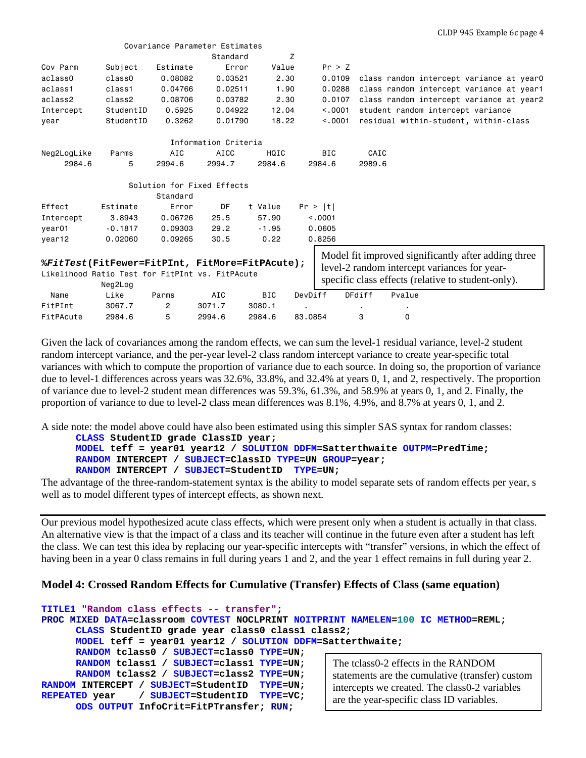Covariance Parameter Estimates

| Cov Parm | Subject | Estimate | Standard Error | Z Value | Pr > Z | |
|---|---|---|---|---|---|---|
| aclass0 | class0 | 0.08082 | 0.03521 | 2.30 | 0.0109 | class random intercept variance at year0 |
| aclass1 | class1 | 0.04766 | 0.02511 | 1.90 | 0.0288 | class random intercept variance at year1 |
| aclass2 | class2 | 0.08706 | 0.03782 | 2.30 | 0.0107 | class random intercept variance at year2 |
| Intercept | StudentID | 0.5925 | 0.04922 | 12.04 | <.0001 | student random intercept variance |
| year | StudentID | 0.3262 | 0.01790 | 18.22 | <.0001 | residual within-student, within-class |

Information Criteria

| Neg2LogLike | Parms | AIC | AICC | HQIC | BIC | CAIC |
|---|---|---|---|---|---|---|
| 2984.6 | 5 | 2994.6 | 2994.7 | 2984.6 | 2984.6 | 2989.6 |

Solution for Fixed Effects

| Effect | Estimate | Standard Error | DF | t Value | Pr > \|t\| |
|---|---|---|---|---|---|
| Intercept | 3.8943 | 0.06726 | 25.5 | 57.90 | <.0001 |
| year01 | -0.1817 | 0.09303 | 29.2 | -1.95 | 0.0605 |
| year12 | 0.02060 | 0.09265 | 30.5 | 0.22 | 0.8256 |

```
%FitTest(FitFewer=FitPInt, FitMore=FitPAcute);
```

Model fit improved significantly after adding three level-2 random intercept variances for year-specific class effects (relative to student-only).

Likelihood Ratio Test for FitPInt vs. FitPAcute

| Name | Neg2Log Like | Parms | AIC | BIC | DevDiff | DFdiff | Pvalue |
|---|---|---|---|---|---|---|---|
| FitPInt | 3067.7 | 2 | 3071.7 | 3080.1 | . | . | . |
| FitPAcute | 2984.6 | 5 | 2994.6 | 2984.6 | 83.0854 | 3 | 0 |

Given the lack of covariances among the random effects, we can sum the level-1 residual variance, level-2 student random intercept variance, and the per-year level-2 class random intercept variance to create year-specific total variances with which to compute the proportion of variance due to each source. In doing so, the proportion of variance due to level-1 differences across years was 32.6%, 33.8%, and 32.4% at years 0, 1, and 2, respectively. The proportion of variance due to level-2 student mean differences was 59.3%, 61.3%, and 58.9% at years 0, 1, and 2. Finally, the proportion of variance to due to level-2 class mean differences was 8.1%, 4.9%, and 8.7% at years 0, 1, and 2.

A side note: the model above could have also been estimated using this simpler SAS syntax for random classes:

```
CLASS StudentID grade ClassID year;
MODEL teff = year01 year12 / SOLUTION DDFM=Satterthwaite OUTPM=PredTime;
RANDOM INTERCEPT / SUBJECT=ClassID TYPE=UN GROUP=year;
RANDOM INTERCEPT / SUBJECT=StudentID  TYPE=UN;
```

The advantage of the three-random-statement syntax is the ability to model separate sets of random effects per year, s well as to model different types of intercept effects, as shown next.

---

Our previous model hypothesized acute class effects, which were present only when a student is actually in that class. An alternative view is that the impact of a class and its teacher will continue in the future even after a student has left the class. We can test this idea by replacing our year-specific intercepts with "transfer" versions, in which the effect of having been in a year 0 class remains in full during years 1 and 2, and the year 1 effect remains in full during year 2.

### Model 4: Crossed Random Effects for Cumulative (Transfer) Effects of Class (same equation)

```
TITLE1 "Random class effects -- transfer";
PROC MIXED DATA=classroom COVTEST NOCLPRINT NOITPRINT NAMELEN=100 IC METHOD=REML;
      CLASS StudentID grade year class0 class1 class2;
      MODEL teff = year01 year12 / SOLUTION DDFM=Satterthwaite;
      RANDOM tclass0 / SUBJECT=class0 TYPE=UN;
      RANDOM tclass1 / SUBJECT=class1 TYPE=UN;
      RANDOM tclass2 / SUBJECT=class2 TYPE=UN;
RANDOM INTERCEPT / SUBJECT=StudentID  TYPE=UN;
REPEATED year    / SUBJECT=StudentID  TYPE=VC;
      ODS OUTPUT InfoCrit=FitPTransfer; RUN;
```

The tclass0-2 effects in the RANDOM statements are the cumulative (transfer) custom intercepts we created. The class0-2 variables are the year-specific class ID variables.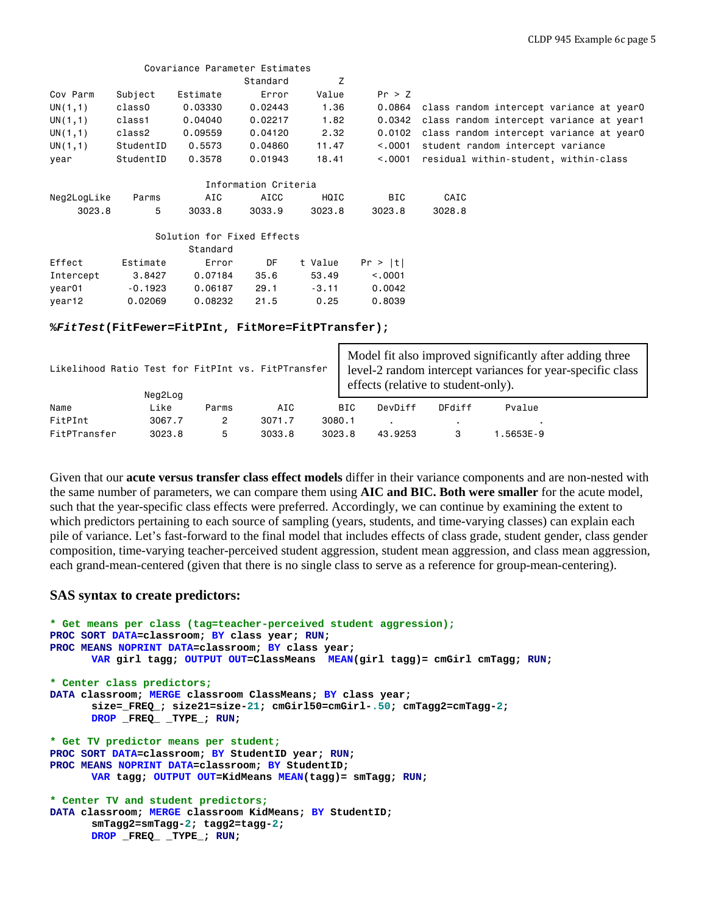Covariance Parameter Estimates

| Cov Parm | Subject | Estimate | Standard Error | Z Value | Pr > Z | |
|---|---|---|---|---|---|---|
| UN(1,1) | class0 | 0.03330 | 0.02443 | 1.36 | 0.0864 | class random intercept variance at year0 |
| UN(1,1) | class1 | 0.04040 | 0.02217 | 1.82 | 0.0342 | class random intercept variance at year1 |
| UN(1,1) | class2 | 0.09559 | 0.04120 | 2.32 | 0.0102 | class random intercept variance at year0 |
| UN(1,1) | StudentID | 0.5573 | 0.04860 | 11.47 | <.0001 | student random intercept variance |
| year | StudentID | 0.3578 | 0.01943 | 18.41 | <.0001 | residual within-student, within-class |

Information Criteria

| Neg2LogLike | Parms | AIC | AICC | HQIC | BIC | CAIC |
|---|---|---|---|---|---|---|
| 3023.8 | 5 | 3033.8 | 3033.9 | 3023.8 | 3023.8 | 3028.8 |

Solution for Fixed Effects

| Effect | Estimate | Standard Error | DF | t Value | Pr > \|t\| |
|---|---|---|---|---|---|
| Intercept | 3.8427 | 0.07184 | 35.6 | 53.49 | <.0001 |
| year01 | -0.1923 | 0.06187 | 29.1 | -3.11 | 0.0042 |
| year12 | 0.02069 | 0.08232 | 21.5 | 0.25 | 0.8039 |

```
%FitTest(FitFewer=FitPInt, FitMore=FitPTransfer);
```

Likelihood Ratio Test for FitPInt vs. FitPTransfer

| Name | Neg2Log Like | Parms | AIC | BIC | DevDiff | DFdiff | Pvalue |
|---|---|---|---|---|---|---|---|
| FitPInt | 3067.7 | 2 | 3071.7 | 3080.1 | . | . | . |
| FitPTransfer | 3023.8 | 5 | 3033.8 | 3023.8 | 43.9253 | 3 | 1.5653E-9 |

Model fit also improved significantly after adding three level-2 random intercept variances for year-specific class effects (relative to student-only).

Given that our **acute versus transfer class effect models** differ in their variance components and are non-nested with the same number of parameters, we can compare them using **AIC and BIC. Both were smaller** for the acute model, such that the year-specific class effects were preferred. Accordingly, we can continue by examining the extent to which predictors pertaining to each source of sampling (years, students, and time-varying classes) can explain each pile of variance. Let's fast-forward to the final model that includes effects of class grade, student gender, class gender composition, time-varying teacher-perceived student aggression, student mean aggression, and class mean aggression, each grand-mean-centered (given that there is no single class to serve as a reference for group-mean-centering).

### SAS syntax to create predictors:

```
* Get means per class (tag=teacher-perceived student aggression);
PROC SORT DATA=classroom; BY class year; RUN;
PROC MEANS NOPRINT DATA=classroom; BY class year;
      VAR girl tagg; OUTPUT OUT=ClassMeans  MEAN(girl tagg)= cmGirl cmTagg; RUN;

* Center class predictors;
DATA classroom; MERGE classroom ClassMeans; BY class year;
      size=_FREQ_; size21=size-21; cmGirl50=cmGirl-.50; cmTagg2=cmTagg-2;
      DROP _FREQ_ _TYPE_; RUN;

* Get TV predictor means per student;
PROC SORT DATA=classroom; BY StudentID year; RUN;
PROC MEANS NOPRINT DATA=classroom; BY StudentID;
      VAR tagg; OUTPUT OUT=KidMeans MEAN(tagg)= smTagg; RUN;

* Center TV and student predictors;
DATA classroom; MERGE classroom KidMeans; BY StudentID;
      smTagg2=smTagg-2; tagg2=tagg-2;
      DROP _FREQ_ _TYPE_; RUN;
```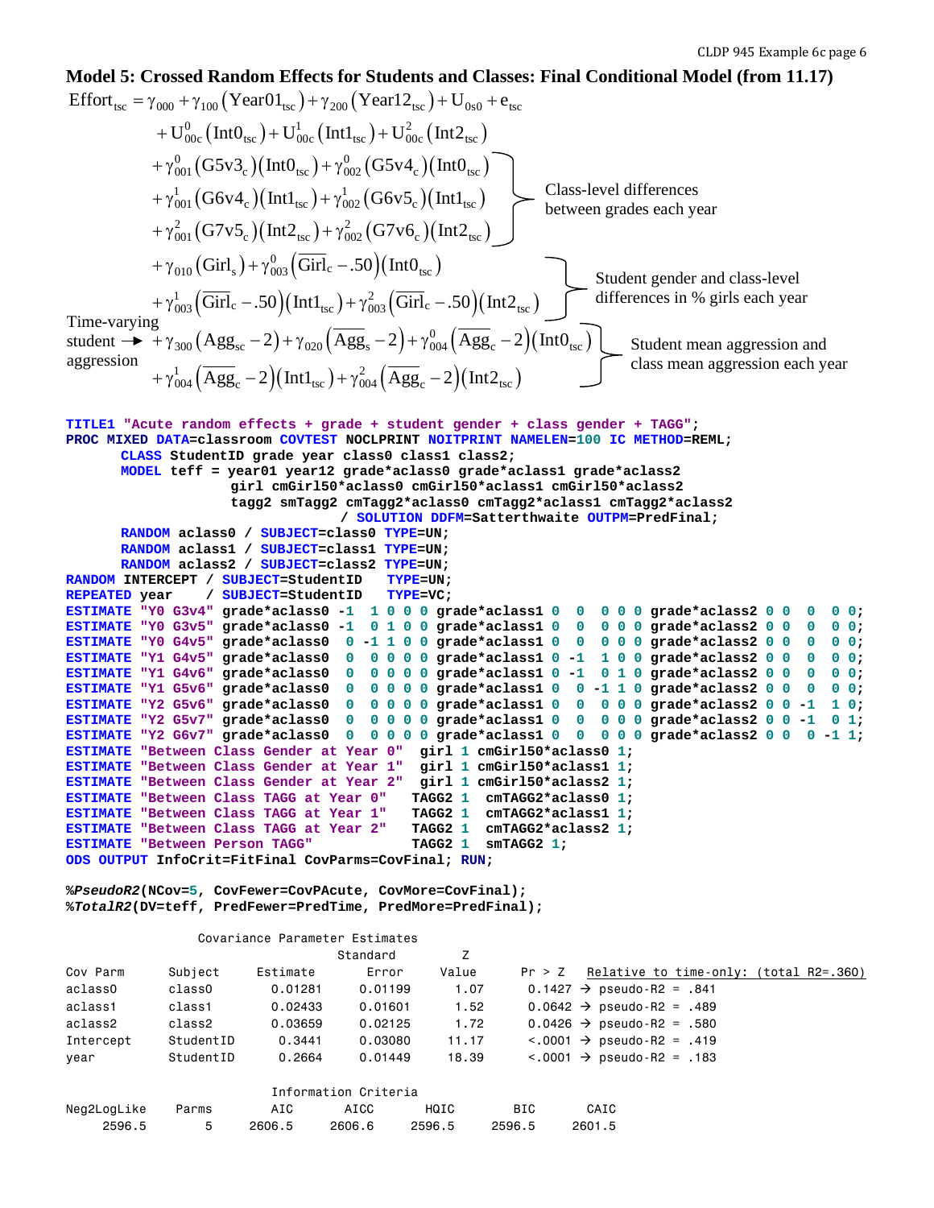**Model 5: Crossed Random Effects for Students and Classes: Final Conditional Model (from 11.17)**

$$
\begin{aligned}
\text{Effort}_{tsc} &= \gamma_{000} + \gamma_{100}\left(\text{Year01}_{tsc}\right) + \gamma_{200}\left(\text{Year12}_{tsc}\right) + U_{0s0} + e_{tsc} \\
&\quad + U^{0}_{00c}\left(\text{Int0}_{tsc}\right) + U^{1}_{00c}\left(\text{Int1}_{tsc}\right) + U^{2}_{00c}\left(\text{Int2}_{tsc}\right) \\
&\quad + \gamma^{0}_{001}\left(\text{G5v3}_{c}\right)\left(\text{Int0}_{tsc}\right) + \gamma^{0}_{002}\left(\text{G5v4}_{c}\right)\left(\text{Int0}_{tsc}\right) \\
&\quad + \gamma^{1}_{001}\left(\text{G6v4}_{c}\right)\left(\text{Int1}_{tsc}\right) + \gamma^{1}_{002}\left(\text{G6v5}_{c}\right)\left(\text{Int1}_{tsc}\right) \\
&\quad + \gamma^{2}_{001}\left(\text{G7v5}_{c}\right)\left(\text{Int2}_{tsc}\right) + \gamma^{2}_{002}\left(\text{G7v6}_{c}\right)\left(\text{Int2}_{tsc}\right) \\
&\quad + \gamma_{010}\left(\text{Girl}_{s}\right) + \gamma^{0}_{003}\left(\overline{\text{Girl}}_{c} - .50\right)\left(\text{Int0}_{tsc}\right) \\
&\quad + \gamma^{1}_{003}\left(\overline{\text{Girl}}_{c} - .50\right)\left(\text{Int1}_{tsc}\right) + \gamma^{2}_{003}\left(\overline{\text{Girl}}_{c} - .50\right)\left(\text{Int2}_{tsc}\right) \\
&\quad + \gamma_{300}\left(\text{Agg}_{sc} - 2\right) + \gamma_{020}\left(\overline{\text{Agg}}_{s} - 2\right) + \gamma^{0}_{004}\left(\overline{\text{Agg}}_{c} - 2\right)\left(\text{Int0}_{tsc}\right) \\
&\quad + \gamma^{1}_{004}\left(\overline{\text{Agg}}_{c} - 2\right)\left(\text{Int1}_{tsc}\right) + \gamma^{2}_{004}\left(\overline{\text{Agg}}_{c} - 2\right)\left(\text{Int2}_{tsc}\right)
\end{aligned}
$$

- Grade terms ($\gamma_{001}$, $\gamma_{002}$ by year): Class-level differences between grades each year
- Gender terms: Student gender and class-level differences in % girls each year
- $\gamma_{300}\left(\text{Agg}_{sc} - 2\right)$: Time-varying student aggression
- Mean aggression terms: Student mean aggression and class mean aggression each year

```
TITLE1 "Acute random effects + grade + student gender + class gender + TAGG";
PROC MIXED DATA=classroom COVTEST NOCLPRINT NOITPRINT NAMELEN=100 IC METHOD=REML;
      CLASS StudentID grade year class0 class1 class2;
      MODEL teff = year01 year12 grade*aclass0 grade*aclass1 grade*aclass2
                   girl cmGirl50*aclass0 cmGirl50*aclass1 cmGirl50*aclass2
                   tagg2 smTagg2 cmTagg2*aclass0 cmTagg2*aclass1 cmTagg2*aclass2
                          / SOLUTION DDFM=Satterthwaite OUTPM=PredFinal;
      RANDOM aclass0 / SUBJECT=class0 TYPE=UN;
      RANDOM aclass1 / SUBJECT=class1 TYPE=UN;
      RANDOM aclass2 / SUBJECT=class2 TYPE=UN;
RANDOM INTERCEPT / SUBJECT=StudentID   TYPE=UN;
REPEATED year    / SUBJECT=StudentID   TYPE=VC;
ESTIMATE "Y0 G3v4" grade*aclass0 -1  1 0 0 0 grade*aclass1 0  0  0 0 0 grade*aclass2 0 0  0  0 0;
ESTIMATE "Y0 G3v5" grade*aclass0 -1  0 1 0 0 grade*aclass1 0  0  0 0 0 grade*aclass2 0 0  0  0 0;
ESTIMATE "Y0 G4v5" grade*aclass0  0 -1 1 0 0 grade*aclass1 0  0  0 0 0 grade*aclass2 0 0  0  0 0;
ESTIMATE "Y1 G4v5" grade*aclass0  0  0 0 0 0 grade*aclass1 0 -1  1 0 0 grade*aclass2 0 0  0  0 0;
ESTIMATE "Y1 G4v6" grade*aclass0  0  0 0 0 0 grade*aclass1 0 -1  0 1 0 grade*aclass2 0 0  0  0 0;
ESTIMATE "Y1 G5v6" grade*aclass0  0  0 0 0 0 grade*aclass1 0  0 -1 1 0 grade*aclass2 0 0  0  0 0;
ESTIMATE "Y2 G5v6" grade*aclass0  0  0 0 0 0 grade*aclass1 0  0  0 0 0 grade*aclass2 0 0 -1  1 0;
ESTIMATE "Y2 G5v7" grade*aclass0  0  0 0 0 0 grade*aclass1 0  0  0 0 0 grade*aclass2 0 0 -1  0 1;
ESTIMATE "Y2 G6v7" grade*aclass0  0  0 0 0 0 grade*aclass1 0  0  0 0 0 grade*aclass2 0 0  0 -1 1;
ESTIMATE "Between Class Gender at Year 0"  girl 1 cmGirl50*aclass0 1;
ESTIMATE "Between Class Gender at Year 1"  girl 1 cmGirl50*aclass1 1;
ESTIMATE "Between Class Gender at Year 2"  girl 1 cmGirl50*aclass2 1;
ESTIMATE "Between Class TAGG at Year 0"   TAGG2 1  cmTAGG2*aclass0 1;
ESTIMATE "Between Class TAGG at Year 1"   TAGG2 1  cmTAGG2*aclass1 1;
ESTIMATE "Between Class TAGG at Year 2"   TAGG2 1  cmTAGG2*aclass2 1;
ESTIMATE "Between Person TAGG"            TAGG2 1  smTAGG2 1;
ODS OUTPUT InfoCrit=FitFinal CovParms=CovFinal; RUN;

%PseudoR2(NCov=5, CovFewer=CovPAcute, CovMore=CovFinal);
%TotalR2(DV=teff, PredFewer=PredTime, PredMore=PredFinal);
```

Covariance Parameter Estimates

| Cov Parm | Subject | Estimate | Standard Error | Z Value | Pr > Z | Relative to time-only: (total R2=.360) |
|---|---|---|---|---|---|---|
| aclass0 | class0 | 0.01281 | 0.01199 | 1.07 | 0.1427 | → pseudo-R2 = .841 |
| aclass1 | class1 | 0.02433 | 0.01601 | 1.52 | 0.0642 | → pseudo-R2 = .489 |
| aclass2 | class2 | 0.03659 | 0.02125 | 1.72 | 0.0426 | → pseudo-R2 = .580 |
| Intercept | StudentID | 0.3441 | 0.03080 | 11.17 | <.0001 | → pseudo-R2 = .419 |
| year | StudentID | 0.2664 | 0.01449 | 18.39 | <.0001 | → pseudo-R2 = .183 |

Information Criteria

| Neg2LogLike | Parms | AIC | AICC | HQIC | BIC | CAIC |
|---|---|---|---|---|---|---|
| 2596.5 | 5 | 2606.5 | 2606.6 | 2596.5 | 2596.5 | 2601.5 |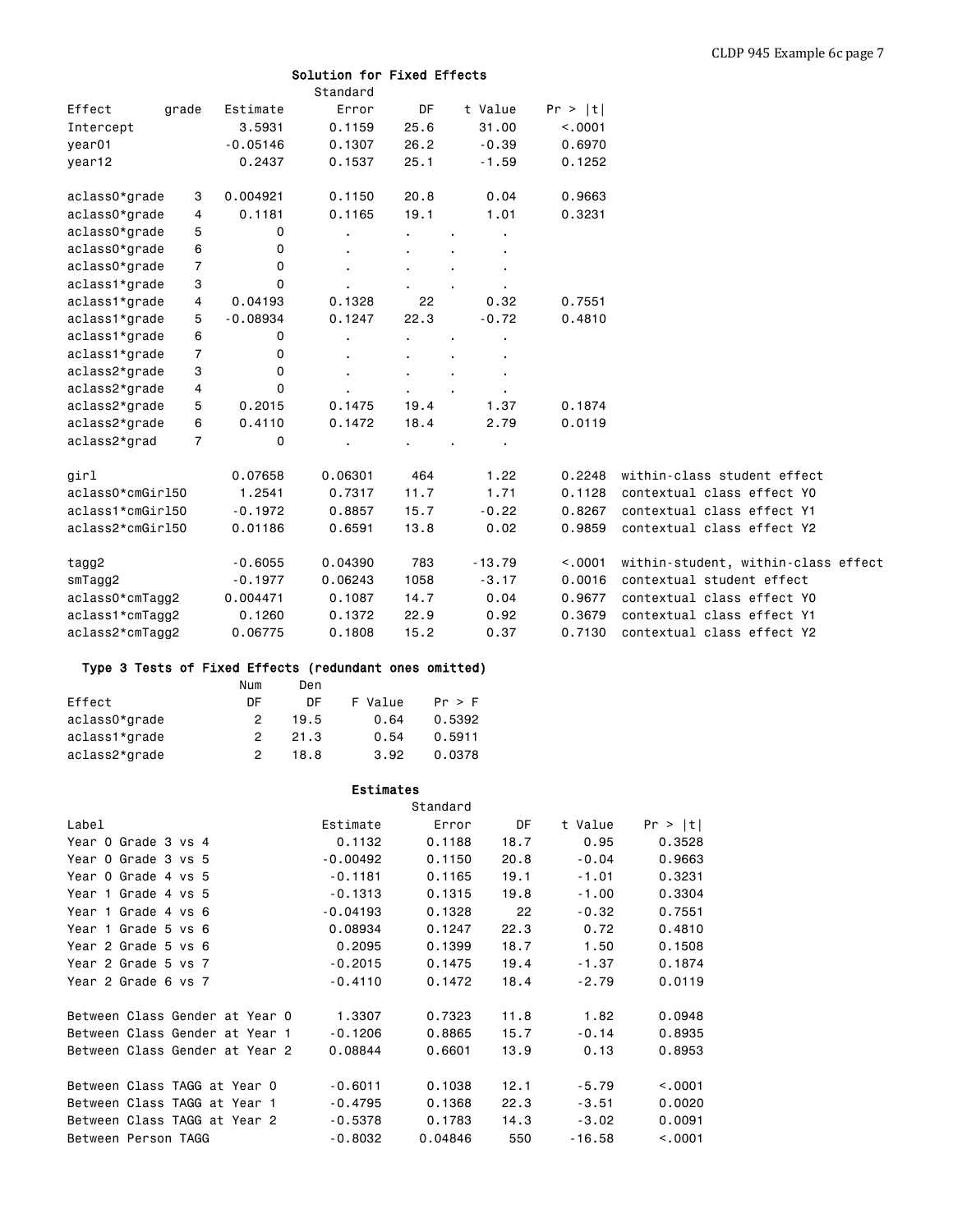### Solution for Fixed Effects

| Effect | grade | Estimate | Standard Error | DF | t Value | Pr > \|t\| | |
|---|---|---|---|---|---|---|---|
| Intercept | | 3.5931 | 0.1159 | 25.6 | 31.00 | <.0001 | |
| year01 | | -0.05146 | 0.1307 | 26.2 | -0.39 | 0.6970 | |
| year12 | | 0.2437 | 0.1537 | 25.1 | -1.59 | 0.1252 | |
| aclass0*grade | 3 | 0.004921 | 0.1150 | 20.8 | 0.04 | 0.9663 | |
| aclass0*grade | 4 | 0.1181 | 0.1165 | 19.1 | 1.01 | 0.3231 | |
| aclass0*grade | 5 | 0 | . | . | . | . | |
| aclass0*grade | 6 | 0 | . | . | . | . | |
| aclass0*grade | 7 | 0 | . | . | . | . | |
| aclass1*grade | 3 | 0 | . | . | . | . | |
| aclass1*grade | 4 | 0.04193 | 0.1328 | 22 | 0.32 | 0.7551 | |
| aclass1*grade | 5 | -0.08934 | 0.1247 | 22.3 | -0.72 | 0.4810 | |
| aclass1*grade | 6 | 0 | . | . | . | . | |
| aclass1*grade | 7 | 0 | . | . | . | . | |
| aclass2*grade | 3 | 0 | . | . | . | . | |
| aclass2*grade | 4 | 0 | . | . | . | . | |
| aclass2*grade | 5 | 0.2015 | 0.1475 | 19.4 | 1.37 | 0.1874 | |
| aclass2*grade | 6 | 0.4110 | 0.1472 | 18.4 | 2.79 | 0.0119 | |
| aclass2*grad | 7 | 0 | . | . | . | . | |
| girl | | 0.07658 | 0.06301 | 464 | 1.22 | 0.2248 | within-class student effect |
| aclass0*cmGirl50 | | 1.2541 | 0.7317 | 11.7 | 1.71 | 0.1128 | contextual class effect Y0 |
| aclass1*cmGirl50 | | -0.1972 | 0.8857 | 15.7 | -0.22 | 0.8267 | contextual class effect Y1 |
| aclass2*cmGirl50 | | 0.01186 | 0.6591 | 13.8 | 0.02 | 0.9859 | contextual class effect Y2 |
| tagg2 | | -0.6055 | 0.04390 | 783 | -13.79 | <.0001 | within-student, within-class effect |
| smTagg2 | | -0.1977 | 0.06243 | 1058 | -3.17 | 0.0016 | contextual student effect |
| aclass0*cmTagg2 | | 0.004471 | 0.1087 | 14.7 | 0.04 | 0.9677 | contextual class effect Y0 |
| aclass1*cmTagg2 | | 0.1260 | 0.1372 | 22.9 | 0.92 | 0.3679 | contextual class effect Y1 |
| aclass2*cmTagg2 | | 0.06775 | 0.1808 | 15.2 | 0.37 | 0.7130 | contextual class effect Y2 |

### Type 3 Tests of Fixed Effects (redundant ones omitted)

| Effect | Num DF | Den DF | F Value | Pr > F |
|---|---|---|---|---|
| aclass0*grade | 2 | 19.5 | 0.64 | 0.5392 |
| aclass1*grade | 2 | 21.3 | 0.54 | 0.5911 |
| aclass2*grade | 2 | 18.8 | 3.92 | 0.0378 |

### Estimates

| Label | Estimate | Standard Error | DF | t Value | Pr > \|t\| |
|---|---|---|---|---|---|
| Year 0 Grade 3 vs 4 | 0.1132 | 0.1188 | 18.7 | 0.95 | 0.3528 |
| Year 0 Grade 3 vs 5 | -0.00492 | 0.1150 | 20.8 | -0.04 | 0.9663 |
| Year 0 Grade 4 vs 5 | -0.1181 | 0.1165 | 19.1 | -1.01 | 0.3231 |
| Year 1 Grade 4 vs 5 | -0.1313 | 0.1315 | 19.8 | -1.00 | 0.3304 |
| Year 1 Grade 4 vs 6 | -0.04193 | 0.1328 | 22 | -0.32 | 0.7551 |
| Year 1 Grade 5 vs 6 | 0.08934 | 0.1247 | 22.3 | 0.72 | 0.4810 |
| Year 2 Grade 5 vs 6 | 0.2095 | 0.1399 | 18.7 | 1.50 | 0.1508 |
| Year 2 Grade 5 vs 7 | -0.2015 | 0.1475 | 19.4 | -1.37 | 0.1874 |
| Year 2 Grade 6 vs 7 | -0.4110 | 0.1472 | 18.4 | -2.79 | 0.0119 |
| Between Class Gender at Year 0 | 1.3307 | 0.7323 | 11.8 | 1.82 | 0.0948 |
| Between Class Gender at Year 1 | -0.1206 | 0.8865 | 15.7 | -0.14 | 0.8935 |
| Between Class Gender at Year 2 | 0.08844 | 0.6601 | 13.9 | 0.13 | 0.8953 |
| Between Class TAGG at Year 0 | -0.6011 | 0.1038 | 12.1 | -5.79 | <.0001 |
| Between Class TAGG at Year 1 | -0.4795 | 0.1368 | 22.3 | -3.51 | 0.0020 |
| Between Class TAGG at Year 2 | -0.5378 | 0.1783 | 14.3 | -3.02 | 0.0091 |
| Between Person TAGG | -0.8032 | 0.04846 | 550 | -16.58 | <.0001 |